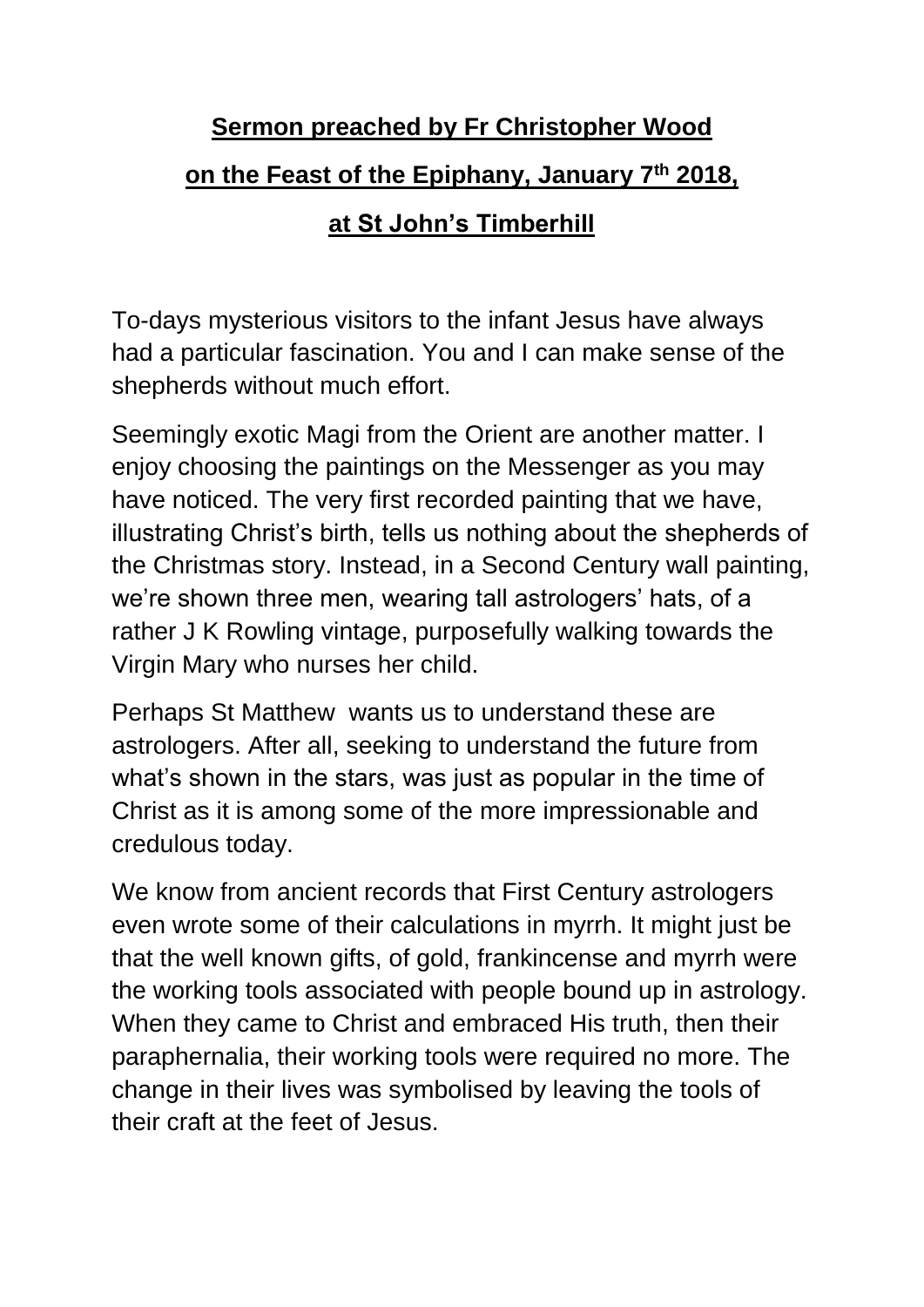**Sermon preached by Fr Christopher Wood**

**on the Feast of the Epiphany, January 7th 2018,**

**at St John's Timberhill**

To-days mysterious visitors to the infant Jesus have always had a particular fascination. You and I can make sense of the shepherds without much effort.

Seemingly exotic Magi from the Orient are another matter. I enjoy choosing the paintings on the Messenger as you may have noticed. The very first recorded painting that we have, illustrating Christ's birth, tells us nothing about the shepherds of the Christmas story. Instead, in a Second Century wall painting, we're shown three men, wearing tall astrologers' hats, of a rather J K Rowling vintage, purposefully walking towards the Virgin Mary who nurses her child.

Perhaps St Matthew wants us to understand these are astrologers. After all, seeking to understand the future from what's shown in the stars, was just as popular in the time of Christ as it is among some of the more impressionable and credulous today.

We know from ancient records that First Century astrologers even wrote some of their calculations in myrrh. It might just be that the well known gifts, of gold, frankincense and myrrh were the working tools associated with people bound up in astrology. When they came to Christ and embraced His truth, then their paraphernalia, their working tools were required no more. The change in their lives was symbolised by leaving the tools of their craft at the feet of Jesus.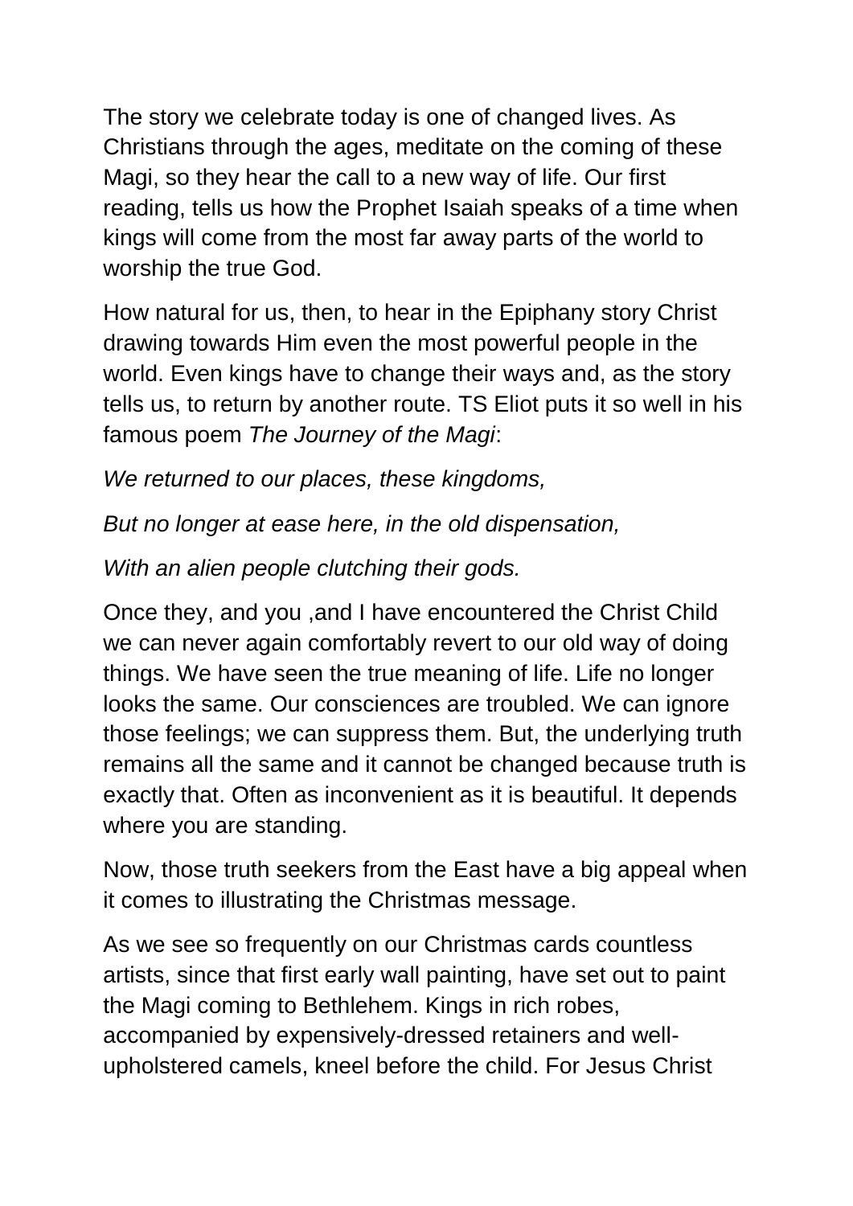The story we celebrate today is one of changed lives. As Christians through the ages, meditate on the coming of these Magi, so they hear the call to a new way of life. Our first reading, tells us how the Prophet Isaiah speaks of a time when kings will come from the most far away parts of the world to worship the true God.

How natural for us, then, to hear in the Epiphany story Christ drawing towards Him even the most powerful people in the world. Even kings have to change their ways and, as the story tells us, to return by another route. TS Eliot puts it so well in his famous poem *The Journey of the Magi*:

*We returned to our places, these kingdoms,*

*But no longer at ease here, in the old dispensation,*

*With an alien people clutching their gods.*

Once they, and you ,and I have encountered the Christ Child we can never again comfortably revert to our old way of doing things. We have seen the true meaning of life. Life no longer looks the same. Our consciences are troubled. We can ignore those feelings; we can suppress them. But, the underlying truth remains all the same and it cannot be changed because truth is exactly that. Often as inconvenient as it is beautiful. It depends where you are standing.

Now, those truth seekers from the East have a big appeal when it comes to illustrating the Christmas message.

As we see so frequently on our Christmas cards countless artists, since that first early wall painting, have set out to paint the Magi coming to Bethlehem. Kings in rich robes, accompanied by expensively-dressed retainers and well-upholstered camels, kneel before the child. For Jesus Christ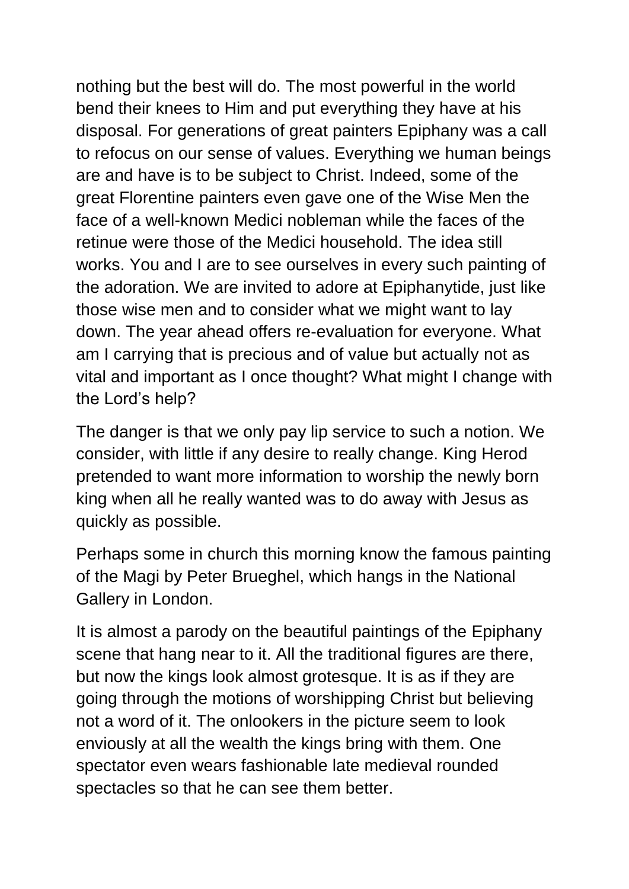nothing but the best will do. The most powerful in the world bend their knees to Him and put everything they have at his disposal. For generations of great painters Epiphany was a call to refocus on our sense of values. Everything we human beings are and have is to be subject to Christ. Indeed, some of the great Florentine painters even gave one of the Wise Men the face of a well-known Medici nobleman while the faces of the retinue were those of the Medici household. The idea still works. You and I are to see ourselves in every such painting of the adoration. We are invited to adore at Epiphanytide, just like those wise men and to consider what we might want to lay down. The year ahead offers re-evaluation for everyone. What am I carrying that is precious and of value but actually not as vital and important as I once thought? What might I change with the Lord's help?

The danger is that we only pay lip service to such a notion. We consider, with little if any desire to really change. King Herod pretended to want more information to worship the newly born king when all he really wanted was to do away with Jesus as quickly as possible.

Perhaps some in church this morning know the famous painting of the Magi by Peter Brueghel, which hangs in the National Gallery in London.

It is almost a parody on the beautiful paintings of the Epiphany scene that hang near to it. All the traditional figures are there, but now the kings look almost grotesque. It is as if they are going through the motions of worshipping Christ but believing not a word of it. The onlookers in the picture seem to look enviously at all the wealth the kings bring with them. One spectator even wears fashionable late medieval rounded spectacles so that he can see them better.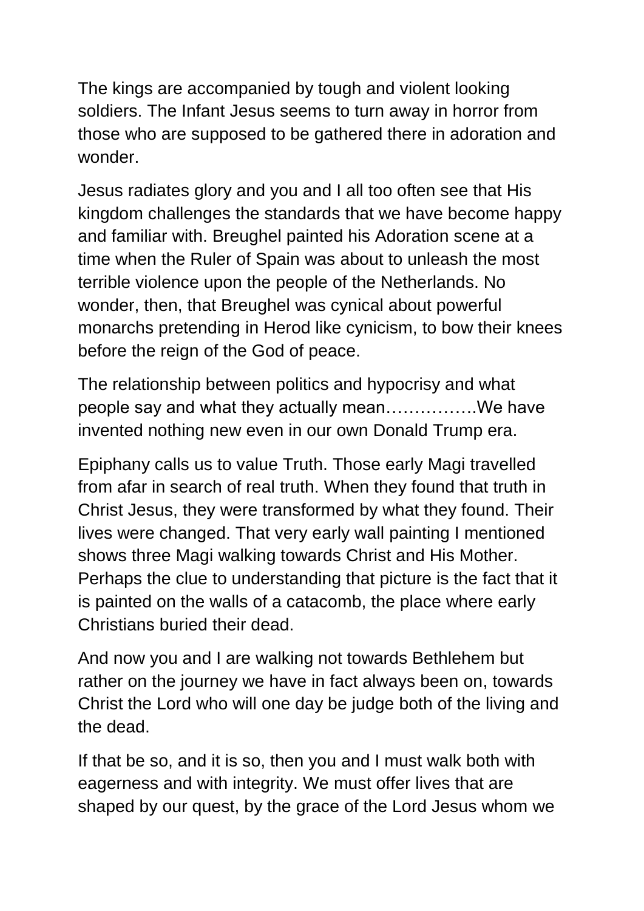The kings are accompanied by tough and violent looking soldiers. The Infant Jesus seems to turn away in horror from those who are supposed to be gathered there in adoration and wonder.

Jesus radiates glory and you and I all too often see that His kingdom challenges the standards that we have become happy and familiar with. Breughel painted his Adoration scene at a time when the Ruler of Spain was about to unleash the most terrible violence upon the people of the Netherlands. No wonder, then, that Breughel was cynical about powerful monarchs pretending in Herod like cynicism, to bow their knees before the reign of the God of peace.

The relationship between politics and hypocrisy and what people say and what they actually mean…………….We have invented nothing new even in our own Donald Trump era.

Epiphany calls us to value Truth. Those early Magi travelled from afar in search of real truth. When they found that truth in Christ Jesus, they were transformed by what they found. Their lives were changed. That very early wall painting I mentioned shows three Magi walking towards Christ and His Mother. Perhaps the clue to understanding that picture is the fact that it is painted on the walls of a catacomb, the place where early Christians buried their dead.

And now you and I are walking not towards Bethlehem but rather on the journey we have in fact always been on, towards Christ the Lord who will one day be judge both of the living and the dead.

If that be so, and it is so, then you and I must walk both with eagerness and with integrity. We must offer lives that are shaped by our quest, by the grace of the Lord Jesus whom we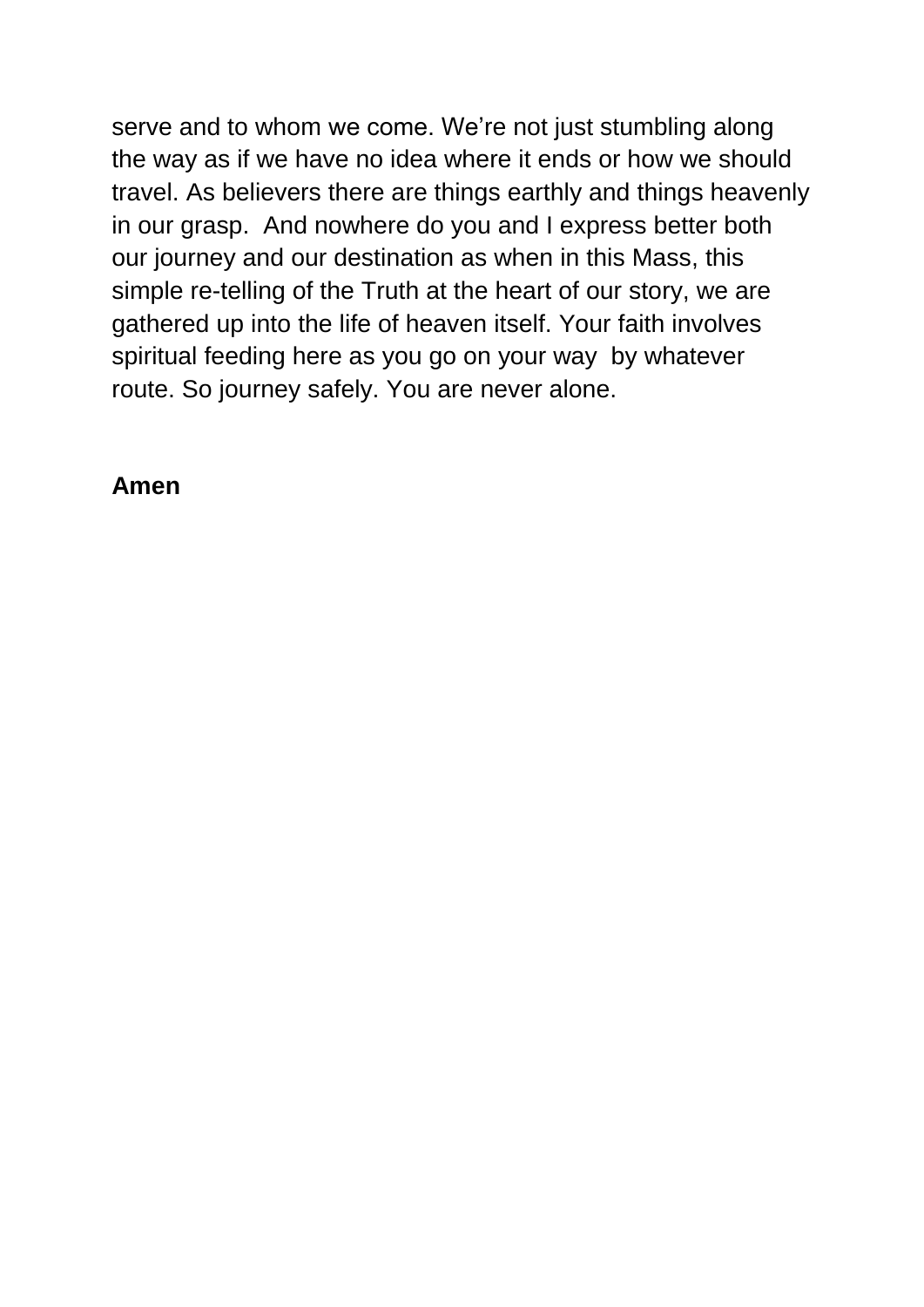serve and to whom we come. We're not just stumbling along the way as if we have no idea where it ends or how we should travel. As believers there are things earthly and things heavenly in our grasp. And nowhere do you and I express better both our journey and our destination as when in this Mass, this simple re-telling of the Truth at the heart of our story, we are gathered up into the life of heaven itself. Your faith involves spiritual feeding here as you go on your way by whatever route. So journey safely. You are never alone.

**Amen**